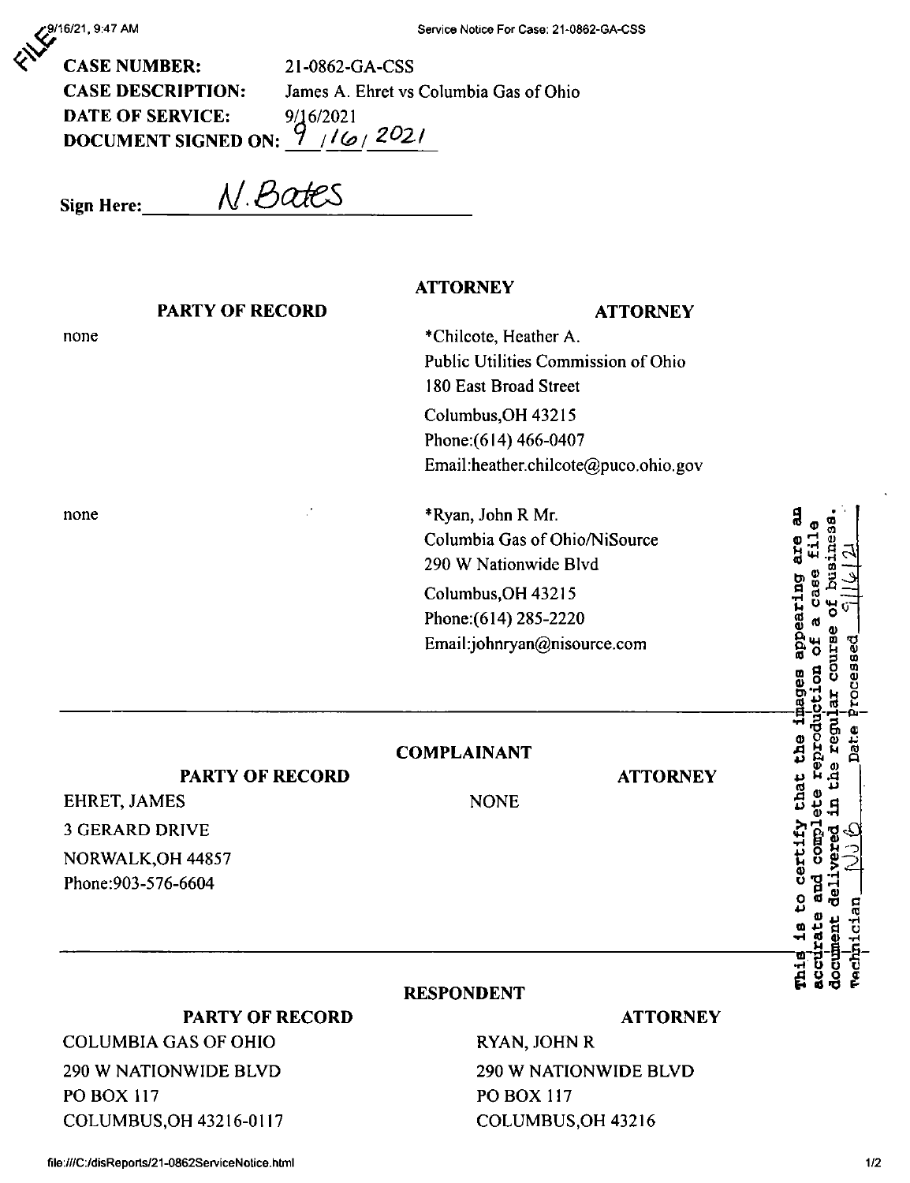FILE

**CASE NUMBER:** 21-0862-GA-CSS

**CASE DESCRIPTION:** James A. Ehret vs Columbia Gas of Ohio

**DATE OF SERVICE:** 9/16/2021

**DOCUMENT SIGNED ON:** 9/16/2021

Sign Here: N. Bates

**ATTORNEY**

| PARTY OF RECORD | ATTORNEY |
|---|---|
| none | *Chilcote, Heather A.<br>Public Utilities Commission of Ohio<br>180 East Broad Street<br>Columbus,OH 43215<br>Phone:(614) 466-0407<br>Email:heather.chilcote@puco.ohio.gov |
| none | *Ryan, John R Mr.<br>Columbia Gas of Ohio/NiSource<br>290 W Nationwide Blvd<br>Columbus,OH 43215<br>Phone:(614) 285-2220<br>Email:johnryan@nisource.com |

**COMPLAINANT**

| PARTY OF RECORD | ATTORNEY |
|---|---|
| EHRET, JAMES<br>3 GERARD DRIVE<br>NORWALK,OH 44857<br>Phone:903-576-6604 | NONE |

**RESPONDENT**

| PARTY OF RECORD | ATTORNEY |
|---|---|
| COLUMBIA GAS OF OHIO<br>290 W NATIONWIDE BLVD<br>PO BOX 117<br>COLUMBUS,OH 43216-0117 | RYAN, JOHN R<br>290 W NATIONWIDE BLVD<br>PO BOX 117<br>COLUMBUS,OH 43216 |

This is to certify that the images appearing are an accurate and complete reproduction of a case file document delivered in the regular course of business. Technician NJG Date Processed 9/16/21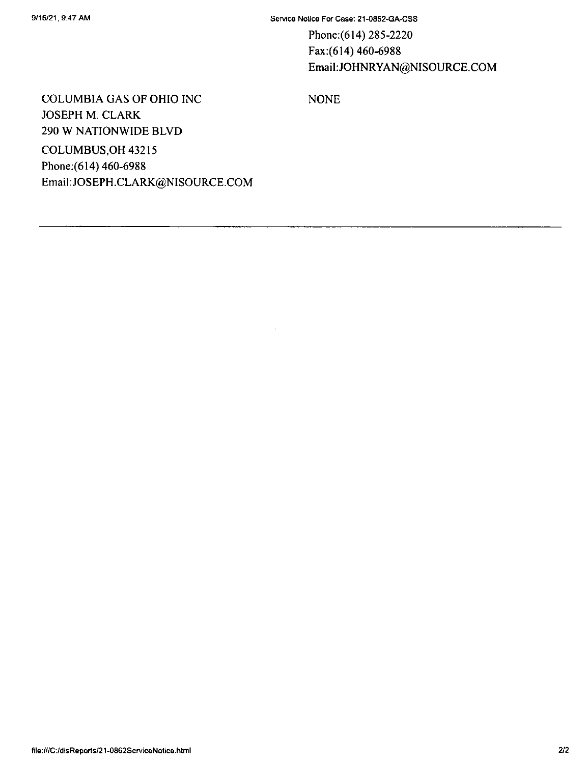Phone:(614) 285-2220
Fax:(614) 460-6988
Email:JOHNRYAN@NISOURCE.COM

| | |
|---|---|
| COLUMBIA GAS OF OHIO INC<br>JOSEPH M. CLARK<br>290 W NATIONWIDE BLVD<br>COLUMBUS,OH 43215<br>Phone:(614) 460-6988<br>Email:JOSEPH.CLARK@NISOURCE.COM | NONE |

---